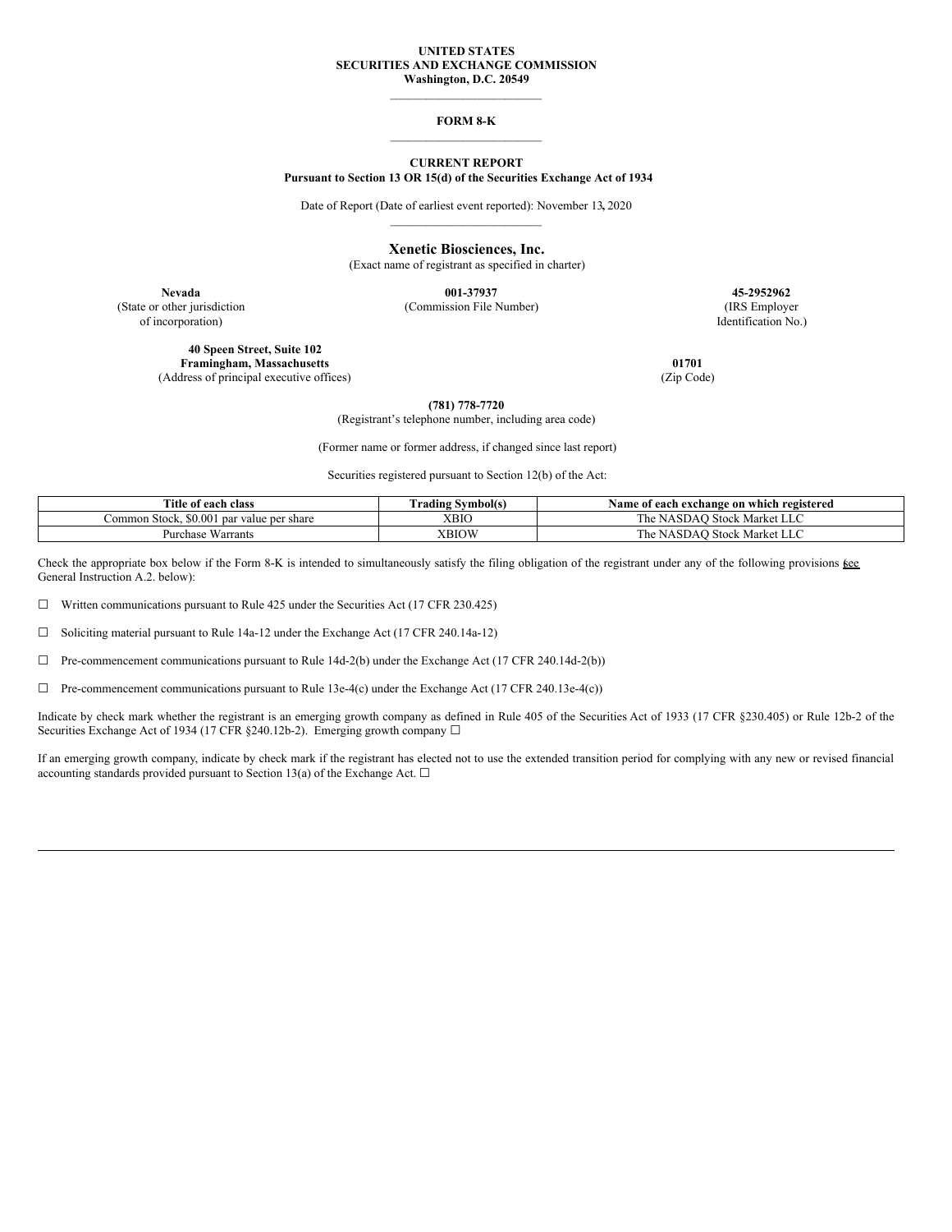**UNITED STATES**
**SECURITIES AND EXCHANGE COMMISSION**
**Washington, D.C. 20549**

---

**FORM 8-K**

---

**CURRENT REPORT**
**Pursuant to Section 13 OR 15(d) of the Securities Exchange Act of 1934**

Date of Report (Date of earliest event reported): November 13, 2020

---

**Xenetic Biosciences, Inc.**
(Exact name of registrant as specified in charter)

| **Nevada** | **001-37937** | **45-2952962** |
|---|---|---|
| (State or other jurisdiction of incorporation) | (Commission File Number) | (IRS Employer Identification No.) |

| **40 Speen Street, Suite 102 Framingham, Massachusetts** | **01701** |
|---|---|
| (Address of principal executive offices) | (Zip Code) |

**(781) 778-7720**
(Registrant's telephone number, including area code)

(Former name or former address, if changed since last report)

Securities registered pursuant to Section 12(b) of the Act:

| Title of each class | Trading Symbol(s) | Name of each exchange on which registered |
|---|---|---|
| Common Stock, $0.001 par value per share | XBIO | The NASDAQ Stock Market LLC |
| Purchase Warrants | XBIOW | The NASDAQ Stock Market LLC |

Check the appropriate box below if the Form 8-K is intended to simultaneously satisfy the filing obligation of the registrant under any of the following provisions (see General Instruction A.2. below):

☐ Written communications pursuant to Rule 425 under the Securities Act (17 CFR 230.425)

☐ Soliciting material pursuant to Rule 14a-12 under the Exchange Act (17 CFR 240.14a-12)

☐ Pre-commencement communications pursuant to Rule 14d-2(b) under the Exchange Act (17 CFR 240.14d-2(b))

☐ Pre-commencement communications pursuant to Rule 13e-4(c) under the Exchange Act (17 CFR 240.13e-4(c))

Indicate by check mark whether the registrant is an emerging growth company as defined in Rule 405 of the Securities Act of 1933 (17 CFR §230.405) or Rule 12b-2 of the Securities Exchange Act of 1934 (17 CFR §240.12b-2). Emerging growth company ☐

If an emerging growth company, indicate by check mark if the registrant has elected not to use the extended transition period for complying with any new or revised financial accounting standards provided pursuant to Section 13(a) of the Exchange Act. ☐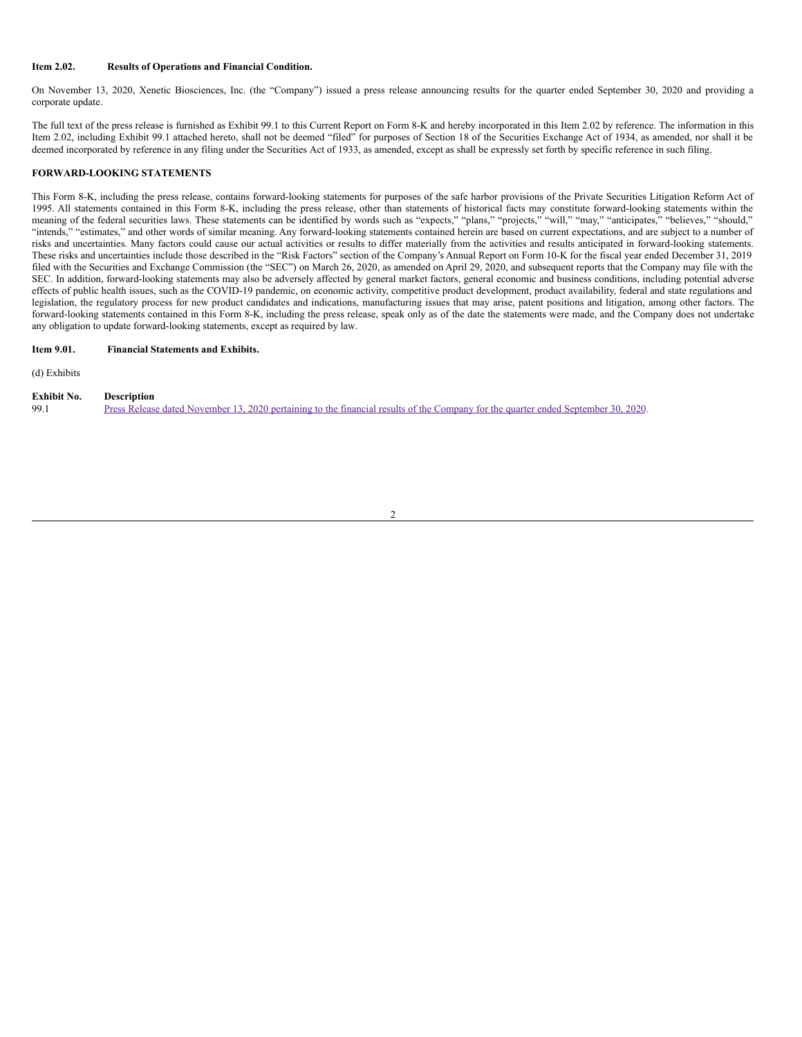**Item 2.02. Results of Operations and Financial Condition.**

On November 13, 2020, Xenetic Biosciences, Inc. (the "Company") issued a press release announcing results for the quarter ended September 30, 2020 and providing a corporate update.

The full text of the press release is furnished as Exhibit 99.1 to this Current Report on Form 8-K and hereby incorporated in this Item 2.02 by reference. The information in this Item 2.02, including Exhibit 99.1 attached hereto, shall not be deemed "filed" for purposes of Section 18 of the Securities Exchange Act of 1934, as amended, nor shall it be deemed incorporated by reference in any filing under the Securities Act of 1933, as amended, except as shall be expressly set forth by specific reference in such filing.

**FORWARD-LOOKING STATEMENTS**

This Form 8-K, including the press release, contains forward-looking statements for purposes of the safe harbor provisions of the Private Securities Litigation Reform Act of 1995. All statements contained in this Form 8-K, including the press release, other than statements of historical facts may constitute forward-looking statements within the meaning of the federal securities laws. These statements can be identified by words such as "expects," "plans," "projects," "will," "may," "anticipates," "believes," "should," "intends," "estimates," and other words of similar meaning. Any forward-looking statements contained herein are based on current expectations, and are subject to a number of risks and uncertainties. Many factors could cause our actual activities or results to differ materially from the activities and results anticipated in forward-looking statements. These risks and uncertainties include those described in the "Risk Factors" section of the Company's Annual Report on Form 10-K for the fiscal year ended December 31, 2019 filed with the Securities and Exchange Commission (the "SEC") on March 26, 2020, as amended on April 29, 2020, and subsequent reports that the Company may file with the SEC. In addition, forward-looking statements may also be adversely affected by general market factors, general economic and business conditions, including potential adverse effects of public health issues, such as the COVID-19 pandemic, on economic activity, competitive product development, product availability, federal and state regulations and legislation, the regulatory process for new product candidates and indications, manufacturing issues that may arise, patent positions and litigation, among other factors. The forward-looking statements contained in this Form 8-K, including the press release, speak only as of the date the statements were made, and the Company does not undertake any obligation to update forward-looking statements, except as required by law.

**Item 9.01. Financial Statements and Exhibits.**

(d) Exhibits

| Exhibit No. | Description |
|---|---|
| 99.1 | Press Release dated November 13, 2020 pertaining to the financial results of the Company for the quarter ended September 30, 2020. |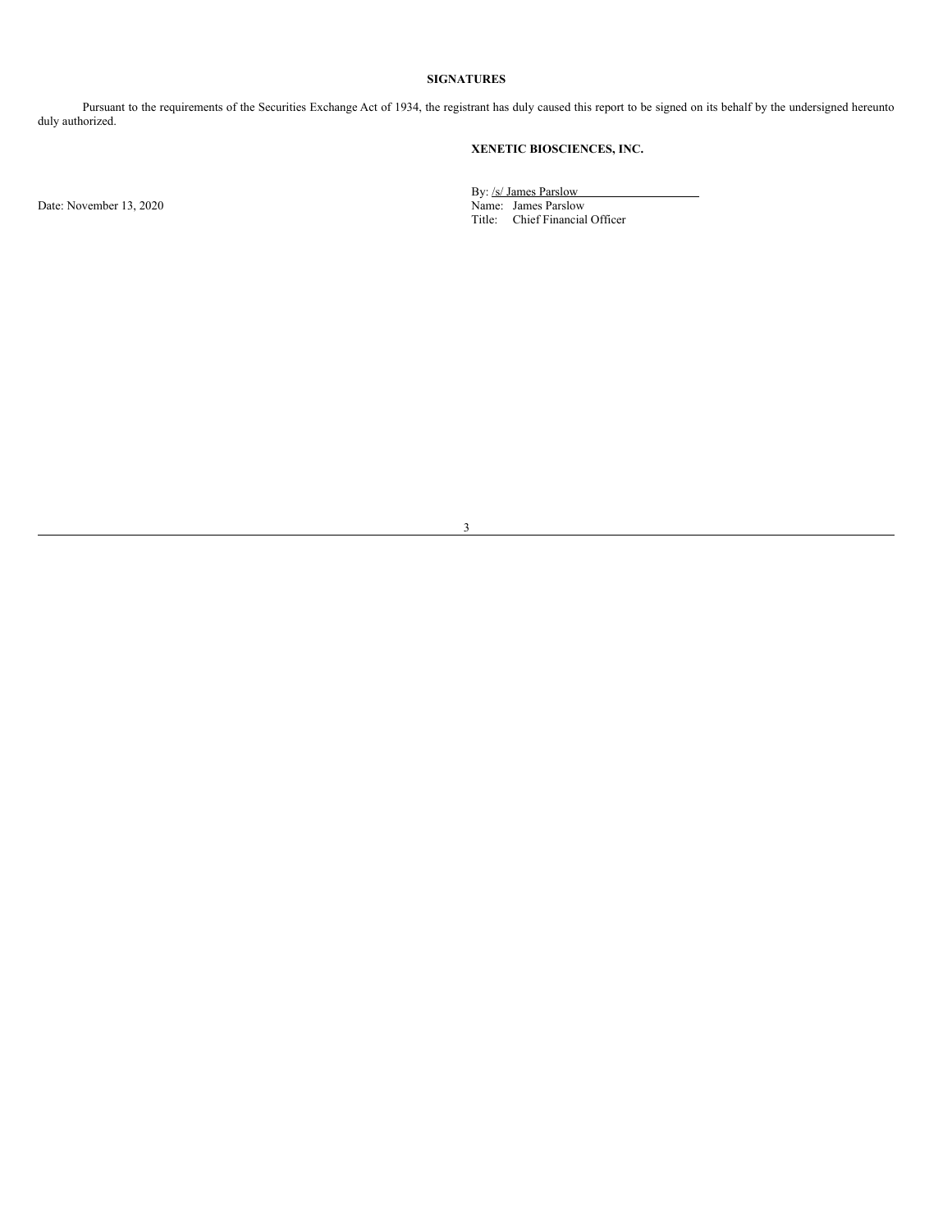**SIGNATURES**

Pursuant to the requirements of the Securities Exchange Act of 1934, the registrant has duly caused this report to be signed on its behalf by the undersigned hereunto duly authorized.

**XENETIC BIOSCIENCES, INC.**

Date: November 13, 2020

By: /s/ James Parslow
Name: James Parslow
Title: Chief Financial Officer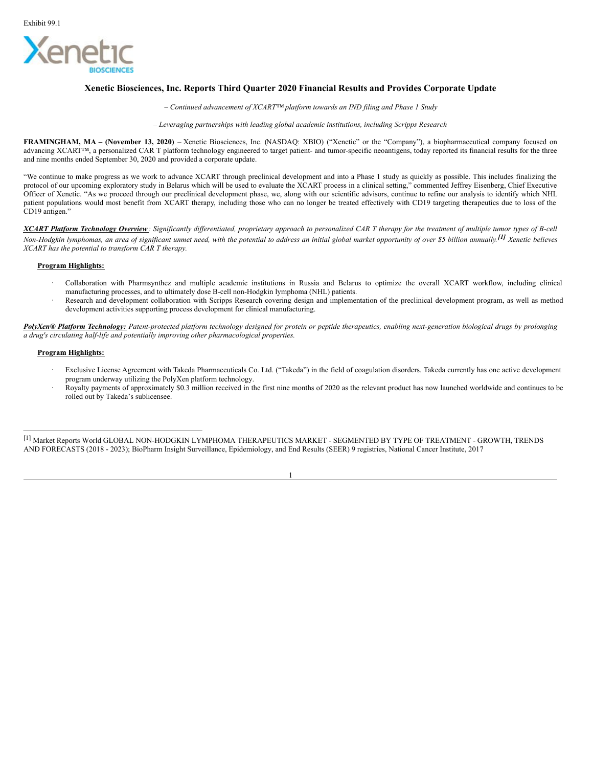Exhibit 99.1

# Xenetic Biosciences, Inc. Reports Third Quarter 2020 Financial Results and Provides Corporate Update

*– Continued advancement of XCART™ platform towards an IND filing and Phase 1 Study*

*– Leveraging partnerships with leading global academic institutions, including Scripps Research*

**FRAMINGHAM, MA – (November 13, 2020)** – Xenetic Biosciences, Inc. (NASDAQ: XBIO) ("Xenetic" or the "Company"), a biopharmaceutical company focused on advancing XCART™, a personalized CAR T platform technology engineered to target patient- and tumor-specific neoantigens, today reported its financial results for the three and nine months ended September 30, 2020 and provided a corporate update.

"We continue to make progress as we work to advance XCART through preclinical development and into a Phase 1 study as quickly as possible. This includes finalizing the protocol of our upcoming exploratory study in Belarus which will be used to evaluate the XCART process in a clinical setting," commented Jeffrey Eisenberg, Chief Executive Officer of Xenetic. "As we proceed through our preclinical development phase, we, along with our scientific advisors, continue to refine our analysis to identify which NHL patient populations would most benefit from XCART therapy, including those who can no longer be treated effectively with CD19 targeting therapeutics due to loss of the CD19 antigen."

***XCART Platform Technology Overview****: Significantly differentiated, proprietary approach to personalized CAR T therapy for the treatment of multiple tumor types of B-cell Non-Hodgkin lymphomas, an area of significant unmet need, with the potential to address an initial global market opportunity of over $5 billion annually.[1] Xenetic believes XCART has the potential to transform CAR T therapy.*

**Program Highlights:**

- Collaboration with Pharmsynthez and multiple academic institutions in Russia and Belarus to optimize the overall XCART workflow, including clinical manufacturing processes, and to ultimately dose B-cell non-Hodgkin lymphoma (NHL) patients.
- Research and development collaboration with Scripps Research covering design and implementation of the preclinical development program, as well as method development activities supporting process development for clinical manufacturing.

***PolyXen® Platform Technology:*** *Patent-protected platform technology designed for protein or peptide therapeutics, enabling next-generation biological drugs by prolonging a drug's circulating half-life and potentially improving other pharmacological properties.*

**Program Highlights:**

- Exclusive License Agreement with Takeda Pharmaceuticals Co. Ltd. ("Takeda") in the field of coagulation disorders. Takeda currently has one active development program underway utilizing the PolyXen platform technology.
- Royalty payments of approximately $0.3 million received in the first nine months of 2020 as the relevant product has now launched worldwide and continues to be rolled out by Takeda's sublicensee.

---

[1] Market Reports World GLOBAL NON-HODGKIN LYMPHOMA THERAPEUTICS MARKET - SEGMENTED BY TYPE OF TREATMENT - GROWTH, TRENDS AND FORECASTS (2018 - 2023); BioPharm Insight Surveillance, Epidemiology, and End Results (SEER) 9 registries, National Cancer Institute, 2017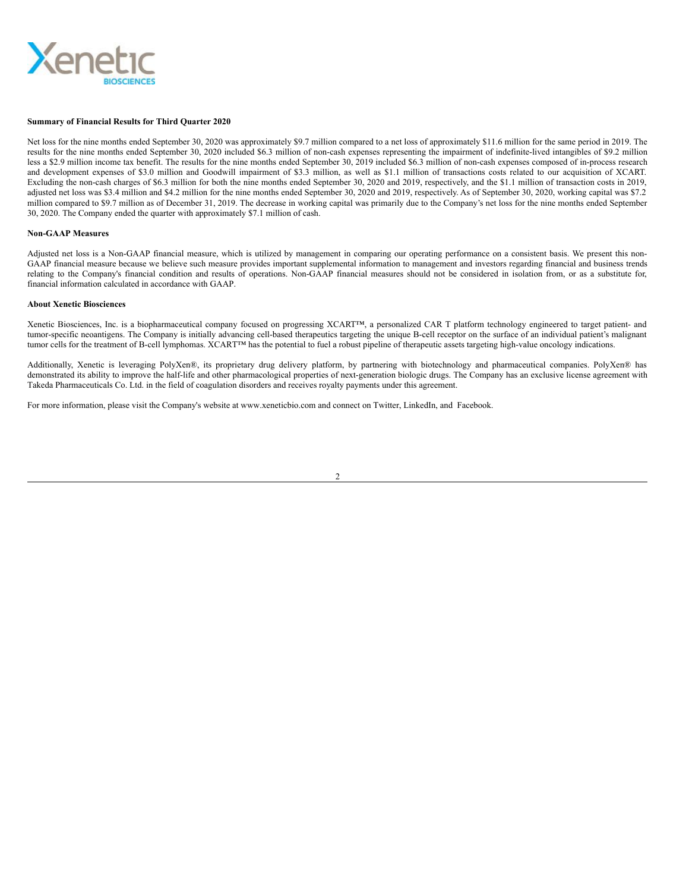**Summary of Financial Results for Third Quarter 2020**

Net loss for the nine months ended September 30, 2020 was approximately $9.7 million compared to a net loss of approximately $11.6 million for the same period in 2019. The results for the nine months ended September 30, 2020 included $6.3 million of non-cash expenses representing the impairment of indefinite-lived intangibles of $9.2 million less a $2.9 million income tax benefit. The results for the nine months ended September 30, 2019 included $6.3 million of non-cash expenses composed of in-process research and development expenses of $3.0 million and Goodwill impairment of $3.3 million, as well as $1.1 million of transactions costs related to our acquisition of XCART. Excluding the non-cash charges of $6.3 million for both the nine months ended September 30, 2020 and 2019, respectively, and the $1.1 million of transaction costs in 2019, adjusted net loss was $3.4 million and $4.2 million for the nine months ended September 30, 2020 and 2019, respectively. As of September 30, 2020, working capital was $7.2 million compared to $9.7 million as of December 31, 2019. The decrease in working capital was primarily due to the Company's net loss for the nine months ended September 30, 2020. The Company ended the quarter with approximately $7.1 million of cash.

**Non-GAAP Measures**

Adjusted net loss is a Non-GAAP financial measure, which is utilized by management in comparing our operating performance on a consistent basis. We present this non-GAAP financial measure because we believe such measure provides important supplemental information to management and investors regarding financial and business trends relating to the Company's financial condition and results of operations. Non-GAAP financial measures should not be considered in isolation from, or as a substitute for, financial information calculated in accordance with GAAP.

**About Xenetic Biosciences**

Xenetic Biosciences, Inc. is a biopharmaceutical company focused on progressing XCART™, a personalized CAR T platform technology engineered to target patient- and tumor-specific neoantigens. The Company is initially advancing cell-based therapeutics targeting the unique B-cell receptor on the surface of an individual patient's malignant tumor cells for the treatment of B-cell lymphomas. XCART™ has the potential to fuel a robust pipeline of therapeutic assets targeting high-value oncology indications.

Additionally, Xenetic is leveraging PolyXen®, its proprietary drug delivery platform, by partnering with biotechnology and pharmaceutical companies. PolyXen® has demonstrated its ability to improve the half-life and other pharmacological properties of next-generation biologic drugs. The Company has an exclusive license agreement with Takeda Pharmaceuticals Co. Ltd. in the field of coagulation disorders and receives royalty payments under this agreement.

For more information, please visit the Company's website at www.xeneticbio.com and connect on Twitter, LinkedIn, and Facebook.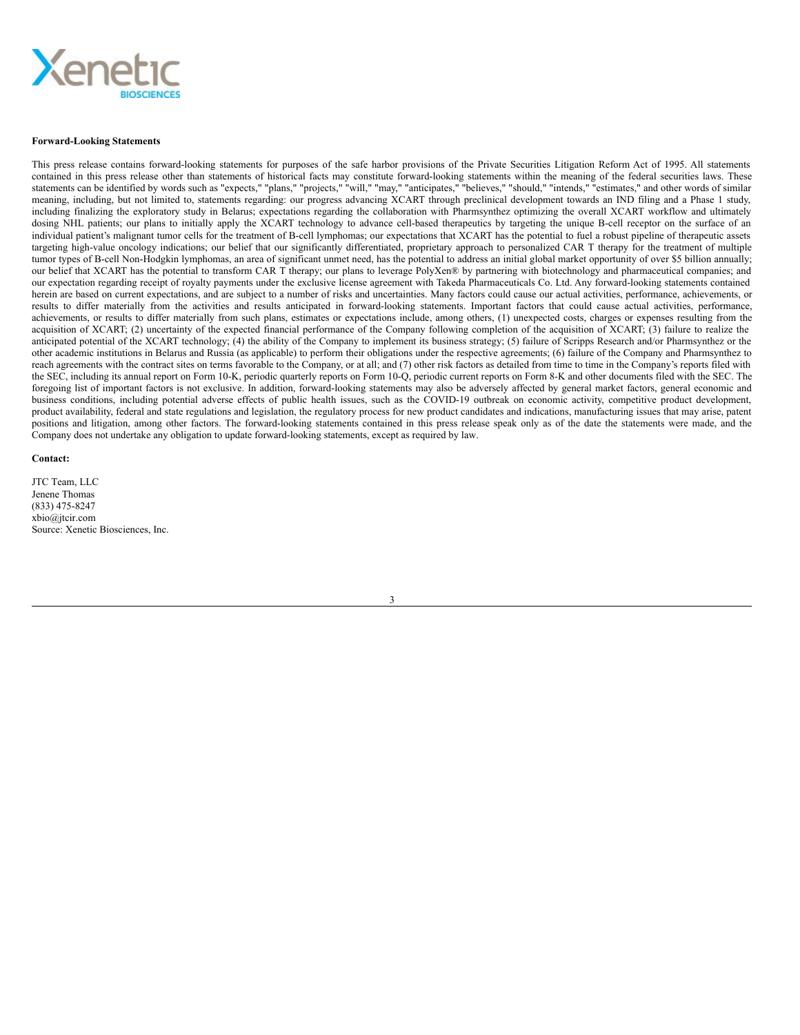**Forward-Looking Statements**

This press release contains forward-looking statements for purposes of the safe harbor provisions of the Private Securities Litigation Reform Act of 1995. All statements contained in this press release other than statements of historical facts may constitute forward-looking statements within the meaning of the federal securities laws. These statements can be identified by words such as "expects," "plans," "projects," "will," "may," "anticipates," "believes," "should," "intends," "estimates," and other words of similar meaning, including, but not limited to, statements regarding: our progress advancing XCART through preclinical development towards an IND filing and a Phase 1 study, including finalizing the exploratory study in Belarus; expectations regarding the collaboration with Pharmsynthez optimizing the overall XCART workflow and ultimately dosing NHL patients; our plans to initially apply the XCART technology to advance cell-based therapeutics by targeting the unique B-cell receptor on the surface of an individual patient's malignant tumor cells for the treatment of B-cell lymphomas; our expectations that XCART has the potential to fuel a robust pipeline of therapeutic assets targeting high-value oncology indications; our belief that our significantly differentiated, proprietary approach to personalized CAR T therapy for the treatment of multiple tumor types of B-cell Non-Hodgkin lymphomas, an area of significant unmet need, has the potential to address an initial global market opportunity of over $5 billion annually; our belief that XCART has the potential to transform CAR T therapy; our plans to leverage PolyXen® by partnering with biotechnology and pharmaceutical companies; and our expectation regarding receipt of royalty payments under the exclusive license agreement with Takeda Pharmaceuticals Co. Ltd. Any forward-looking statements contained herein are based on current expectations, and are subject to a number of risks and uncertainties. Many factors could cause our actual activities, performance, achievements, or results to differ materially from the activities and results anticipated in forward-looking statements. Important factors that could cause actual activities, performance, achievements, or results to differ materially from such plans, estimates or expectations include, among others, (1) unexpected costs, charges or expenses resulting from the acquisition of XCART; (2) uncertainty of the expected financial performance of the Company following completion of the acquisition of XCART; (3) failure to realize the anticipated potential of the XCART technology; (4) the ability of the Company to implement its business strategy; (5) failure of Scripps Research and/or Pharmsynthez or the other academic institutions in Belarus and Russia (as applicable) to perform their obligations under the respective agreements; (6) failure of the Company and Pharmsynthez to reach agreements with the contract sites on terms favorable to the Company, or at all; and (7) other risk factors as detailed from time to time in the Company's reports filed with the SEC, including its annual report on Form 10-K, periodic quarterly reports on Form 10-Q, periodic current reports on Form 8-K and other documents filed with the SEC. The foregoing list of important factors is not exclusive. In addition, forward-looking statements may also be adversely affected by general market factors, general economic and business conditions, including potential adverse effects of public health issues, such as the COVID-19 outbreak on economic activity, competitive product development, product availability, federal and state regulations and legislation, the regulatory process for new product candidates and indications, manufacturing issues that may arise, patent positions and litigation, among other factors. The forward-looking statements contained in this press release speak only as of the date the statements were made, and the Company does not undertake any obligation to update forward-looking statements, except as required by law.

**Contact:**

JTC Team, LLC
Jenene Thomas
(833) 475-8247
xbio@jtcir.com
Source: Xenetic Biosciences, Inc.